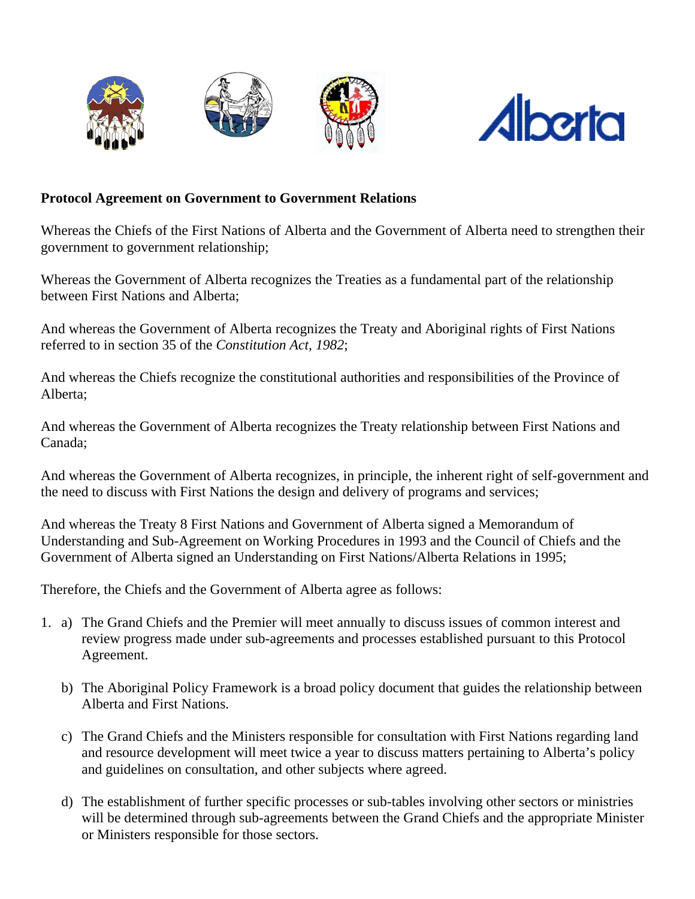**Protocol Agreement on Government to Government Relations**

Whereas the Chiefs of the First Nations of Alberta and the Government of Alberta need to strengthen their government to government relationship;

Whereas the Government of Alberta recognizes the Treaties as a fundamental part of the relationship between First Nations and Alberta;

And whereas the Government of Alberta recognizes the Treaty and Aboriginal rights of First Nations referred to in section 35 of the *Constitution Act, 1982*;

And whereas the Chiefs recognize the constitutional authorities and responsibilities of the Province of Alberta;

And whereas the Government of Alberta recognizes the Treaty relationship between First Nations and Canada;

And whereas the Government of Alberta recognizes, in principle, the inherent right of self-government and the need to discuss with First Nations the design and delivery of programs and services;

And whereas the Treaty 8 First Nations and Government of Alberta signed a Memorandum of Understanding and Sub-Agreement on Working Procedures in 1993 and the Council of Chiefs and the Government of Alberta signed an Understanding on First Nations/Alberta Relations in 1995;

Therefore, the Chiefs and the Government of Alberta agree as follows:

1. a) The Grand Chiefs and the Premier will meet annually to discuss issues of common interest and review progress made under sub-agreements and processes established pursuant to this Protocol Agreement.

   b) The Aboriginal Policy Framework is a broad policy document that guides the relationship between Alberta and First Nations.

   c) The Grand Chiefs and the Ministers responsible for consultation with First Nations regarding land and resource development will meet twice a year to discuss matters pertaining to Alberta's policy and guidelines on consultation, and other subjects where agreed.

   d) The establishment of further specific processes or sub-tables involving other sectors or ministries will be determined through sub-agreements between the Grand Chiefs and the appropriate Minister or Ministers responsible for those sectors.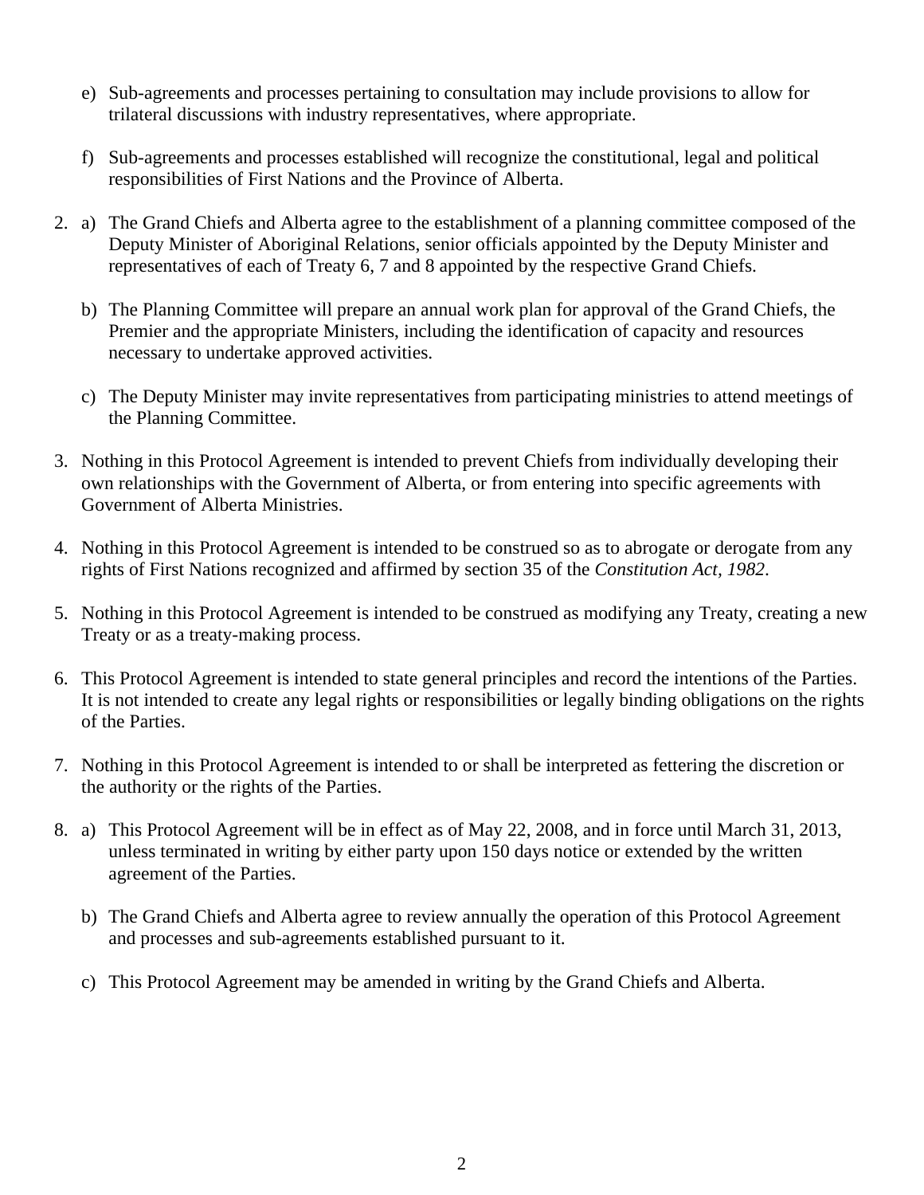e) Sub-agreements and processes pertaining to consultation may include provisions to allow for trilateral discussions with industry representatives, where appropriate.

f) Sub-agreements and processes established will recognize the constitutional, legal and political responsibilities of First Nations and the Province of Alberta.

2. a) The Grand Chiefs and Alberta agree to the establishment of a planning committee composed of the Deputy Minister of Aboriginal Relations, senior officials appointed by the Deputy Minister and representatives of each of Treaty 6, 7 and 8 appointed by the respective Grand Chiefs.

   b) The Planning Committee will prepare an annual work plan for approval of the Grand Chiefs, the Premier and the appropriate Ministers, including the identification of capacity and resources necessary to undertake approved activities.

   c) The Deputy Minister may invite representatives from participating ministries to attend meetings of the Planning Committee.

3. Nothing in this Protocol Agreement is intended to prevent Chiefs from individually developing their own relationships with the Government of Alberta, or from entering into specific agreements with Government of Alberta Ministries.

4. Nothing in this Protocol Agreement is intended to be construed so as to abrogate or derogate from any rights of First Nations recognized and affirmed by section 35 of the *Constitution Act, 1982*.

5. Nothing in this Protocol Agreement is intended to be construed as modifying any Treaty, creating a new Treaty or as a treaty-making process.

6. This Protocol Agreement is intended to state general principles and record the intentions of the Parties. It is not intended to create any legal rights or responsibilities or legally binding obligations on the rights of the Parties.

7. Nothing in this Protocol Agreement is intended to or shall be interpreted as fettering the discretion or the authority or the rights of the Parties.

8. a) This Protocol Agreement will be in effect as of May 22, 2008, and in force until March 31, 2013, unless terminated in writing by either party upon 150 days notice or extended by the written agreement of the Parties.

   b) The Grand Chiefs and Alberta agree to review annually the operation of this Protocol Agreement and processes and sub-agreements established pursuant to it.

   c) This Protocol Agreement may be amended in writing by the Grand Chiefs and Alberta.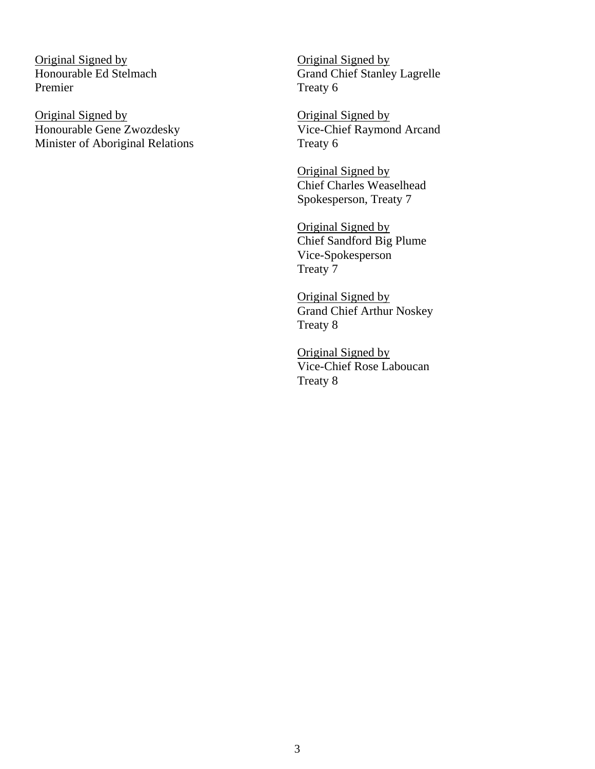Original Signed by
Honourable Ed Stelmach
Premier

Original Signed by
Honourable Gene Zwozdesky
Minister of Aboriginal Relations

Original Signed by
Grand Chief Stanley Lagrelle
Treaty 6

Original Signed by
Vice-Chief Raymond Arcand
Treaty 6

Original Signed by
Chief Charles Weaselhead
Spokesperson, Treaty 7

Original Signed by
Chief Sandford Big Plume
Vice-Spokesperson
Treaty 7

Original Signed by
Grand Chief Arthur Noskey
Treaty 8

Original Signed by
Vice-Chief Rose Laboucan
Treaty 8